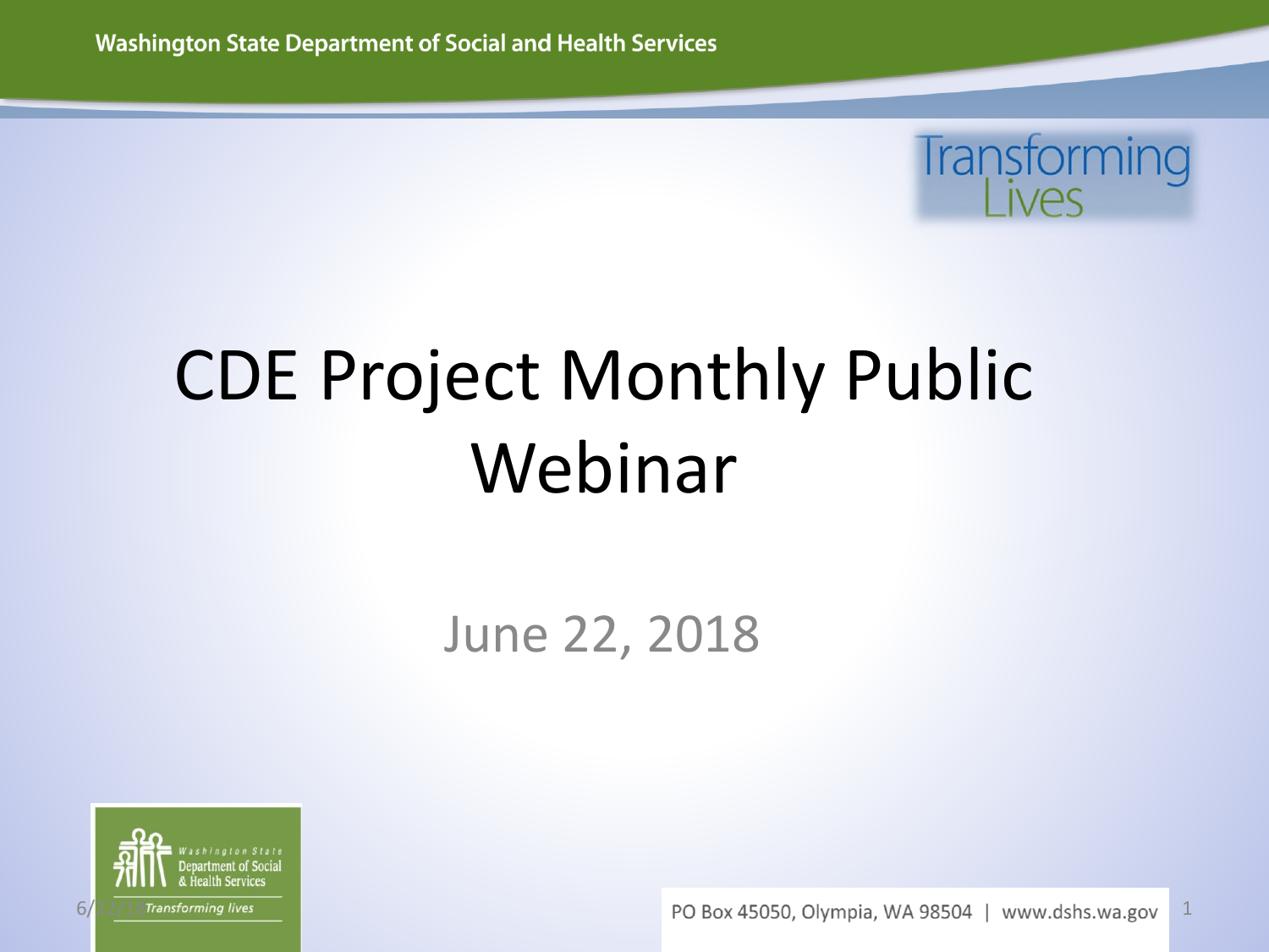# CDE Project Monthly Public Webinar

June 22, 2018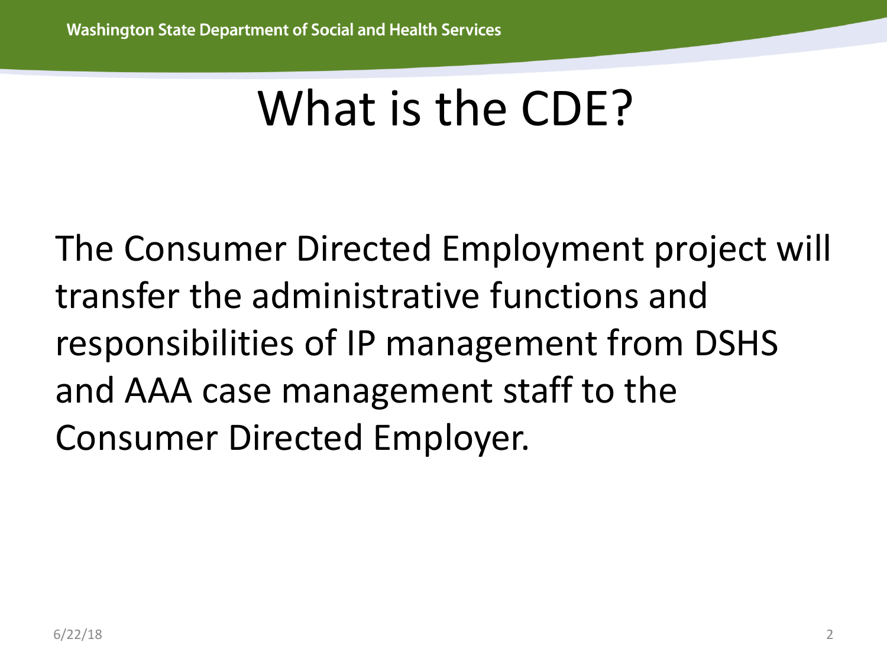# What is the CDE?

The Consumer Directed Employment project will transfer the administrative functions and responsibilities of IP management from DSHS and AAA case management staff to the Consumer Directed Employer.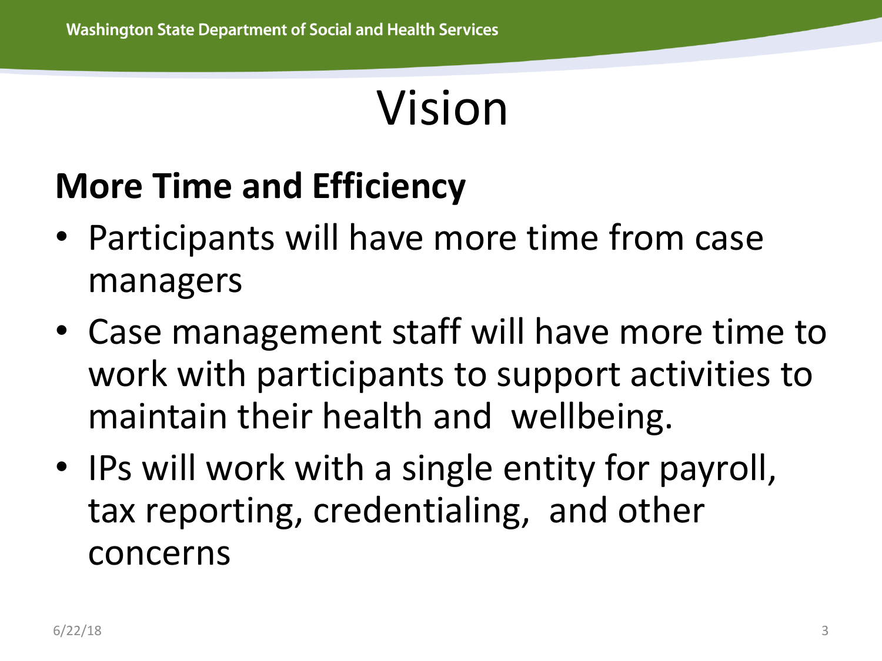# Vision

## More Time and Efficiency

- Participants will have more time from case managers
- Case management staff will have more time to work with participants to support activities to maintain their health and wellbeing.
- IPs will work with a single entity for payroll, tax reporting, credentialing, and other concerns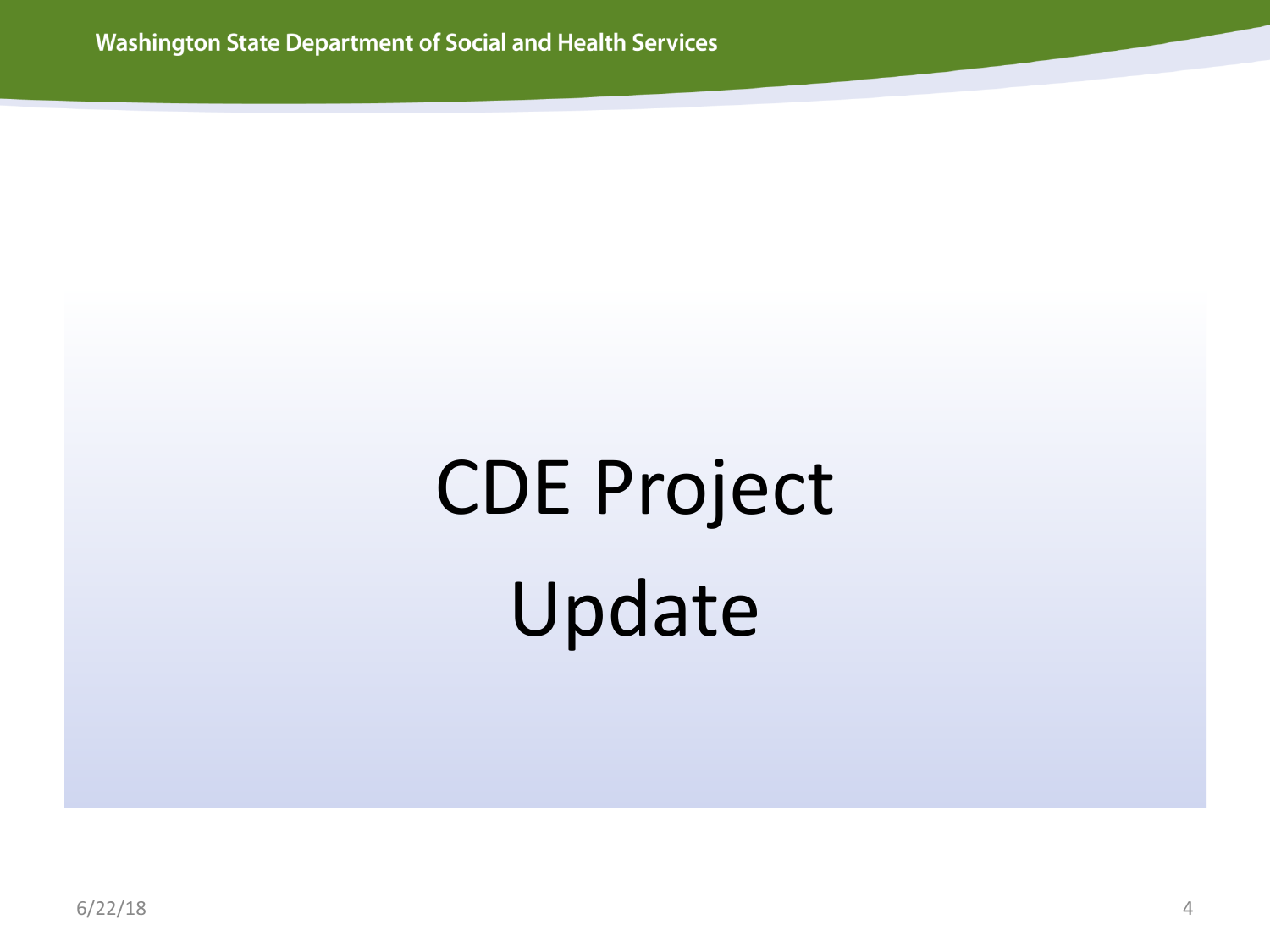# CDE Project Update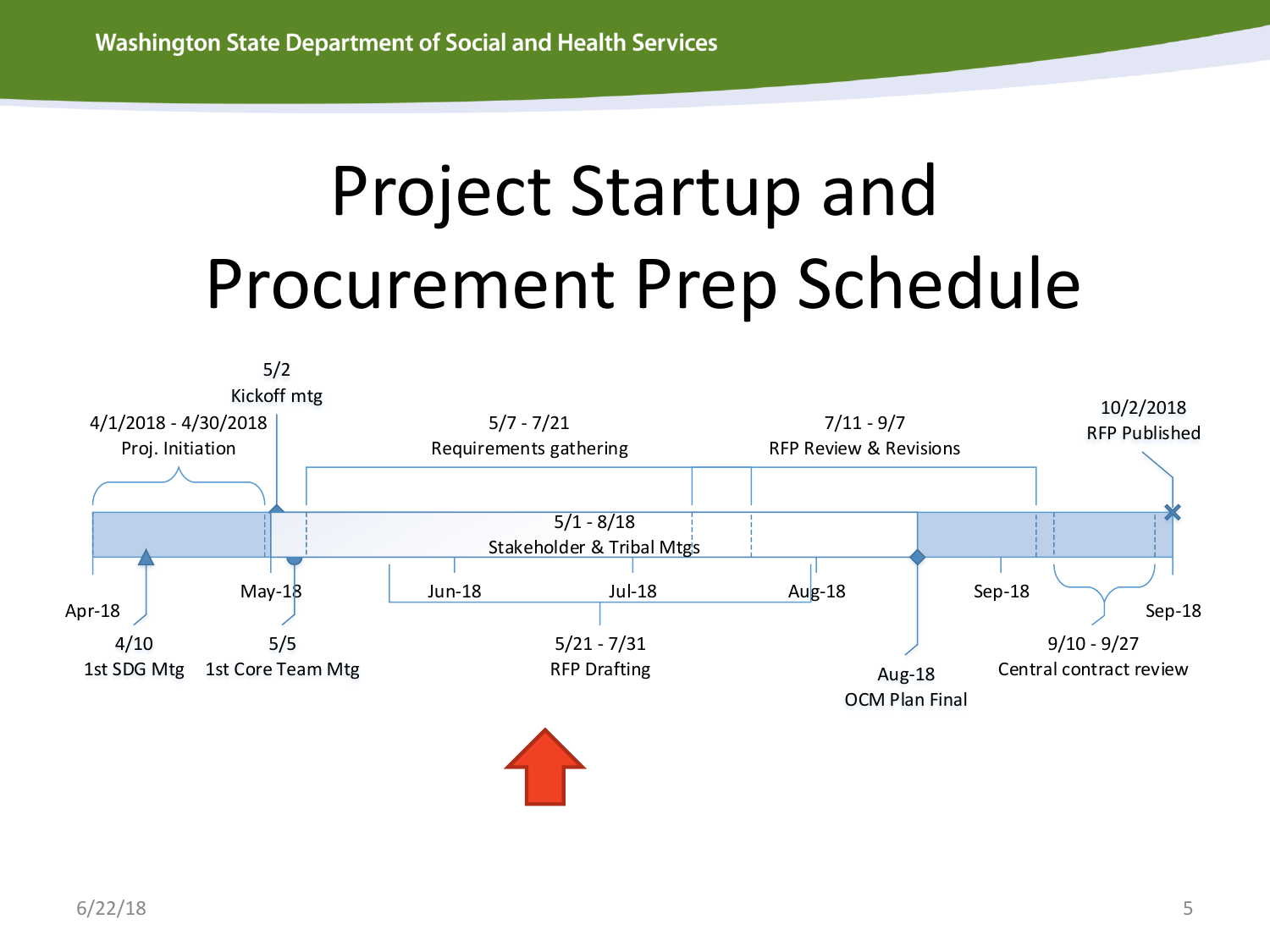# Project Startup and Procurement Prep Schedule

- 4/1/2018 - 4/30/2018 Proj. Initiation
- 5/2 Kickoff mtg
- 5/7 - 7/21 Requirements gathering
- 7/11 - 9/7 RFP Review & Revisions
- 10/2/2018 RFP Published
- 5/1 - 8/18 Stakeholder & Tribal Mtgs
- Apr-18
- May-18
- Jun-18
- Jul-18
- Aug-18
- Sep-18
- Sep-18
- 4/10 1st SDG Mtg
- 5/5 1st Core Team Mtg
- 5/21 - 7/31 RFP Drafting
- Aug-18 OCM Plan Final
- 9/10 - 9/27 Central contract review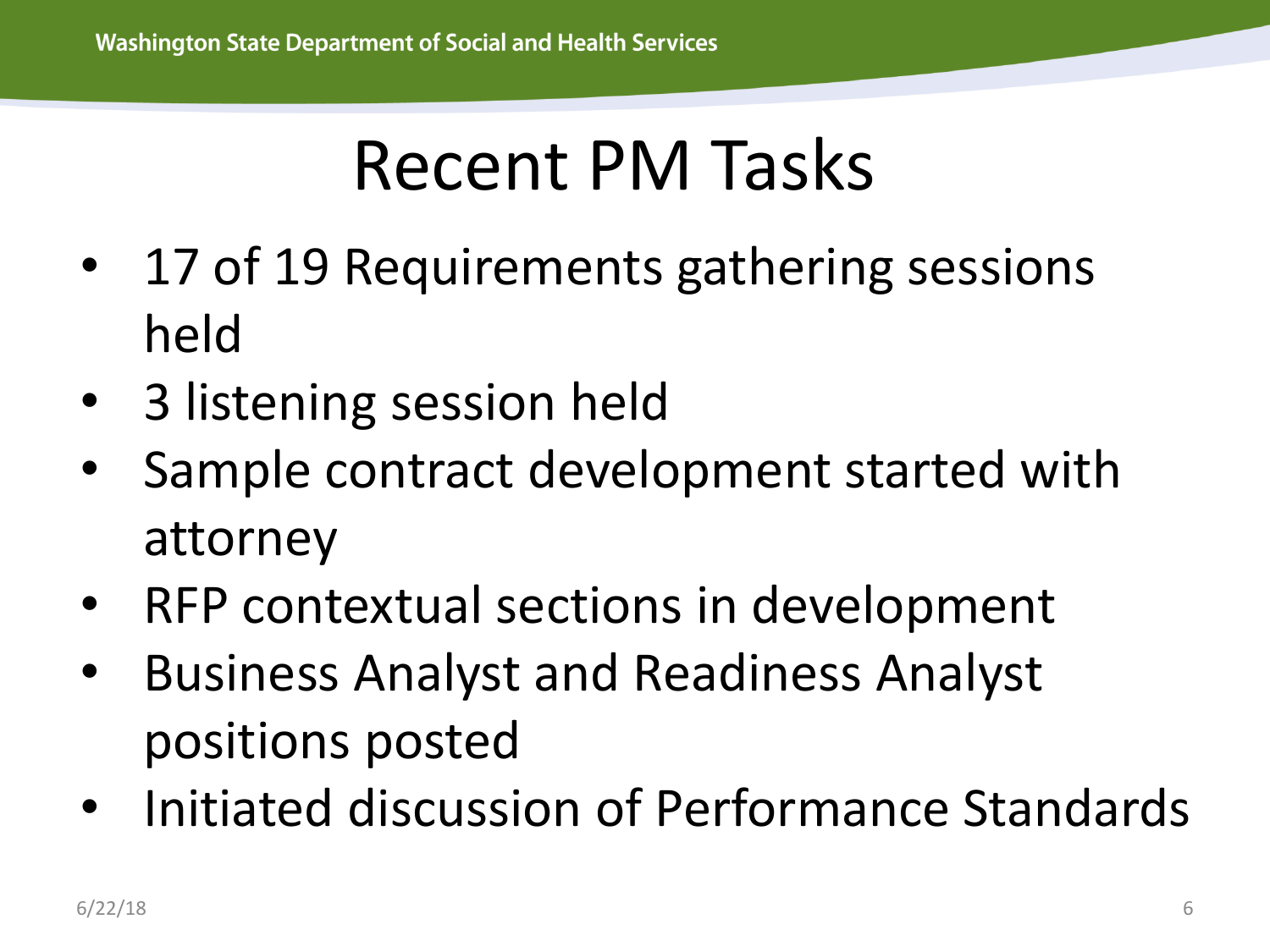# Recent PM Tasks

- 17 of 19 Requirements gathering sessions held
- 3 listening session held
- Sample contract development started with attorney
- RFP contextual sections in development
- Business Analyst and Readiness Analyst positions posted
- Initiated discussion of Performance Standards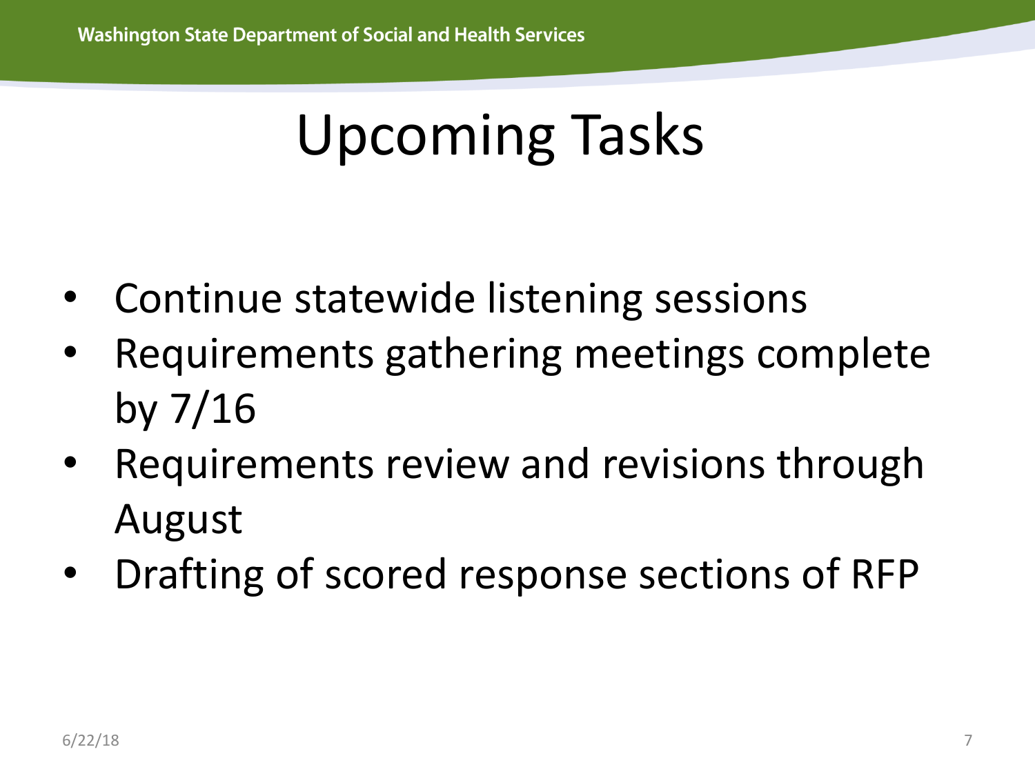# Upcoming Tasks

- Continue statewide listening sessions
- Requirements gathering meetings complete by 7/16
- Requirements review and revisions through August
- Drafting of scored response sections of RFP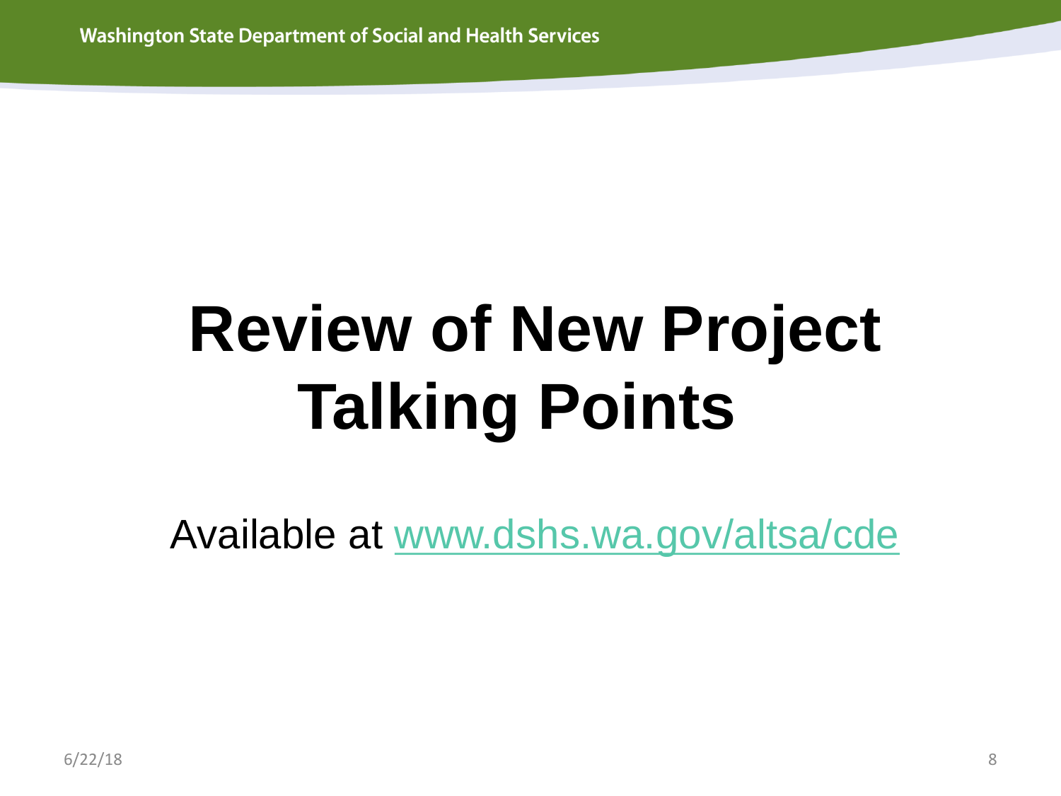# Review of New Project Talking Points

Available at [www.dshs.wa.gov/altsa/cde](http://www.dshs.wa.gov/altsa/cde)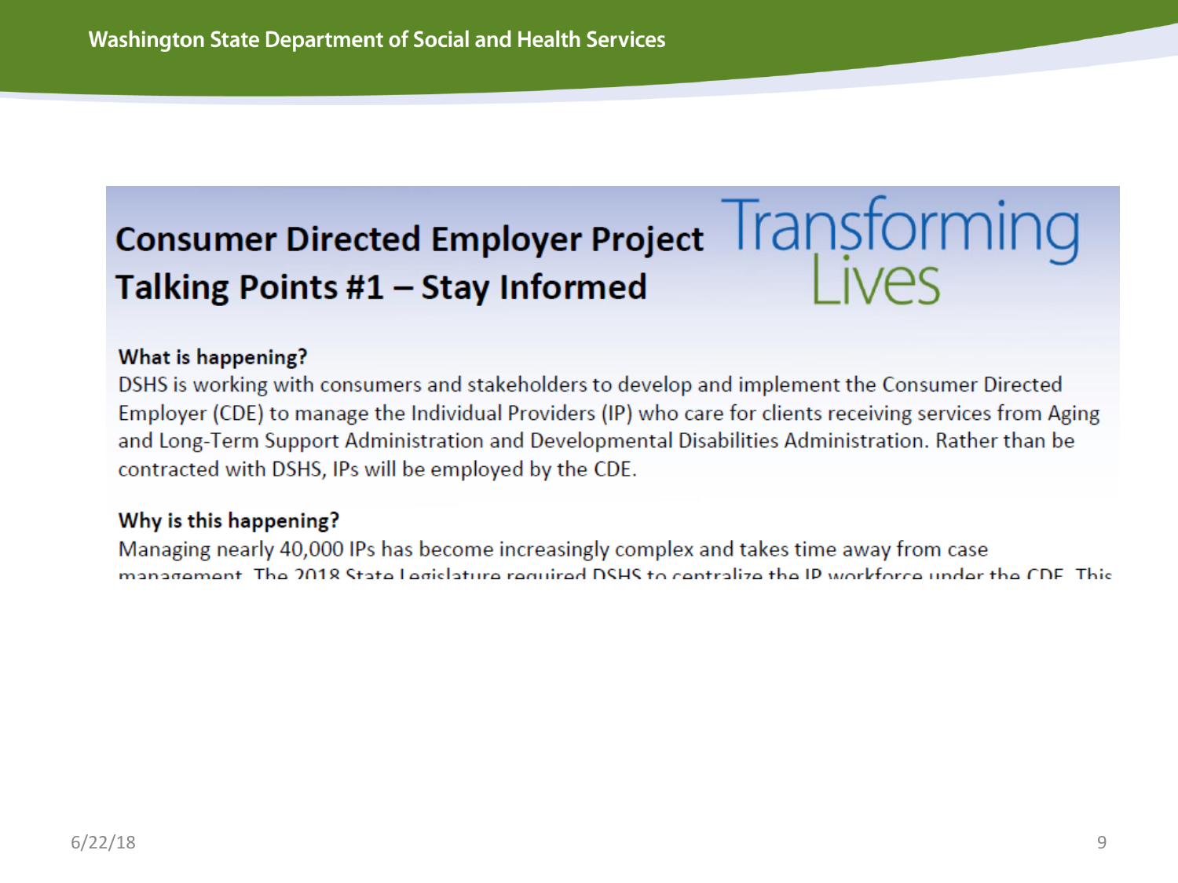# Consumer Directed Employer Project

## Talking Points #1 – Stay Informed

Transforming Lives

**What is happening?**

DSHS is working with consumers and stakeholders to develop and implement the Consumer Directed Employer (CDE) to manage the Individual Providers (IP) who care for clients receiving services from Aging and Long-Term Support Administration and Developmental Disabilities Administration. Rather than be contracted with DSHS, IPs will be employed by the CDE.

**Why is this happening?**

Managing nearly 40,000 IPs has become increasingly complex and takes time away from case management. The 2018 State Legislature required DSHS to centralize the IP workforce under the CDE. This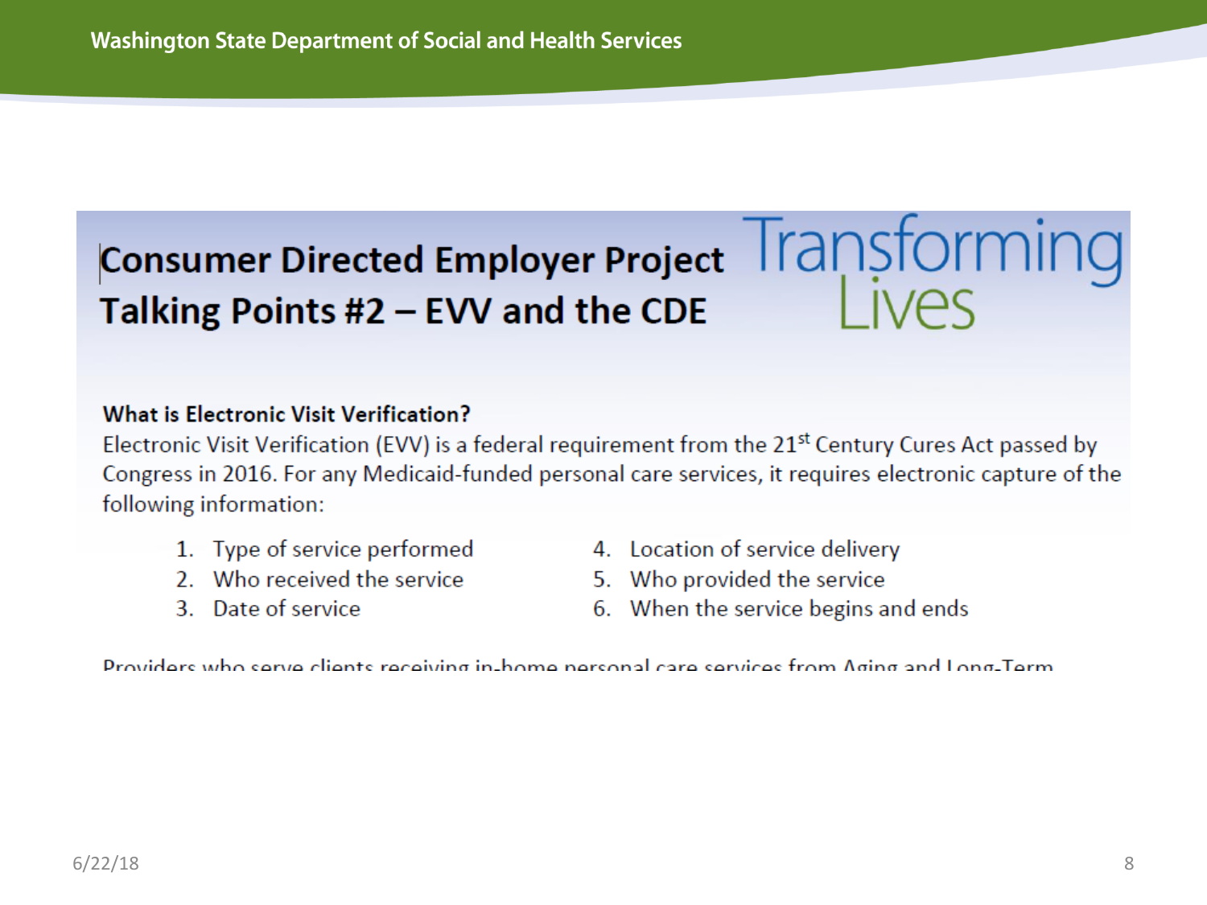# Consumer Directed Employer Project
## Talking Points #2 – EVV and the CDE

Transforming Lives

### What is Electronic Visit Verification?

Electronic Visit Verification (EVV) is a federal requirement from the 21st Century Cures Act passed by Congress in 2016. For any Medicaid-funded personal care services, it requires electronic capture of the following information:

1. Type of service performed
2. Who received the service
3. Date of service
4. Location of service delivery
5. Who provided the service
6. When the service begins and ends

Providers who serve clients receiving in-home personal care services from Aging and Long-Term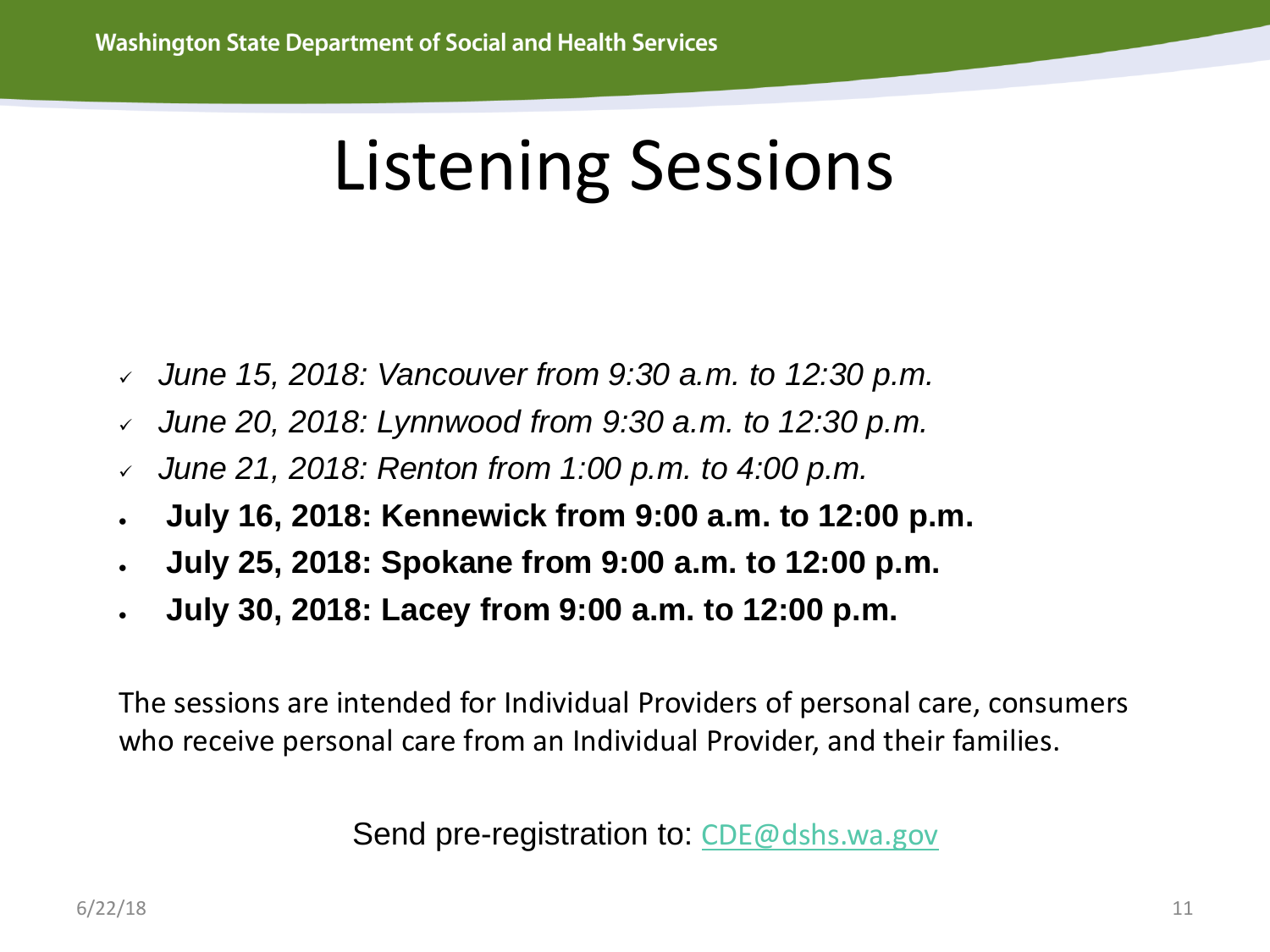# Listening Sessions

- ✓ *June 15, 2018: Vancouver from 9:30 a.m. to 12:30 p.m.*
- ✓ *June 20, 2018: Lynnwood from 9:30 a.m. to 12:30 p.m.*
- ✓ *June 21, 2018: Renton from 1:00 p.m. to 4:00 p.m.*
- **July 16, 2018: Kennewick from 9:00 a.m. to 12:00 p.m.**
- **July 25, 2018: Spokane from 9:00 a.m. to 12:00 p.m.**
- **July 30, 2018: Lacey from 9:00 a.m. to 12:00 p.m.**

The sessions are intended for Individual Providers of personal care, consumers who receive personal care from an Individual Provider, and their families.

Send pre-registration to: CDE@dshs.wa.gov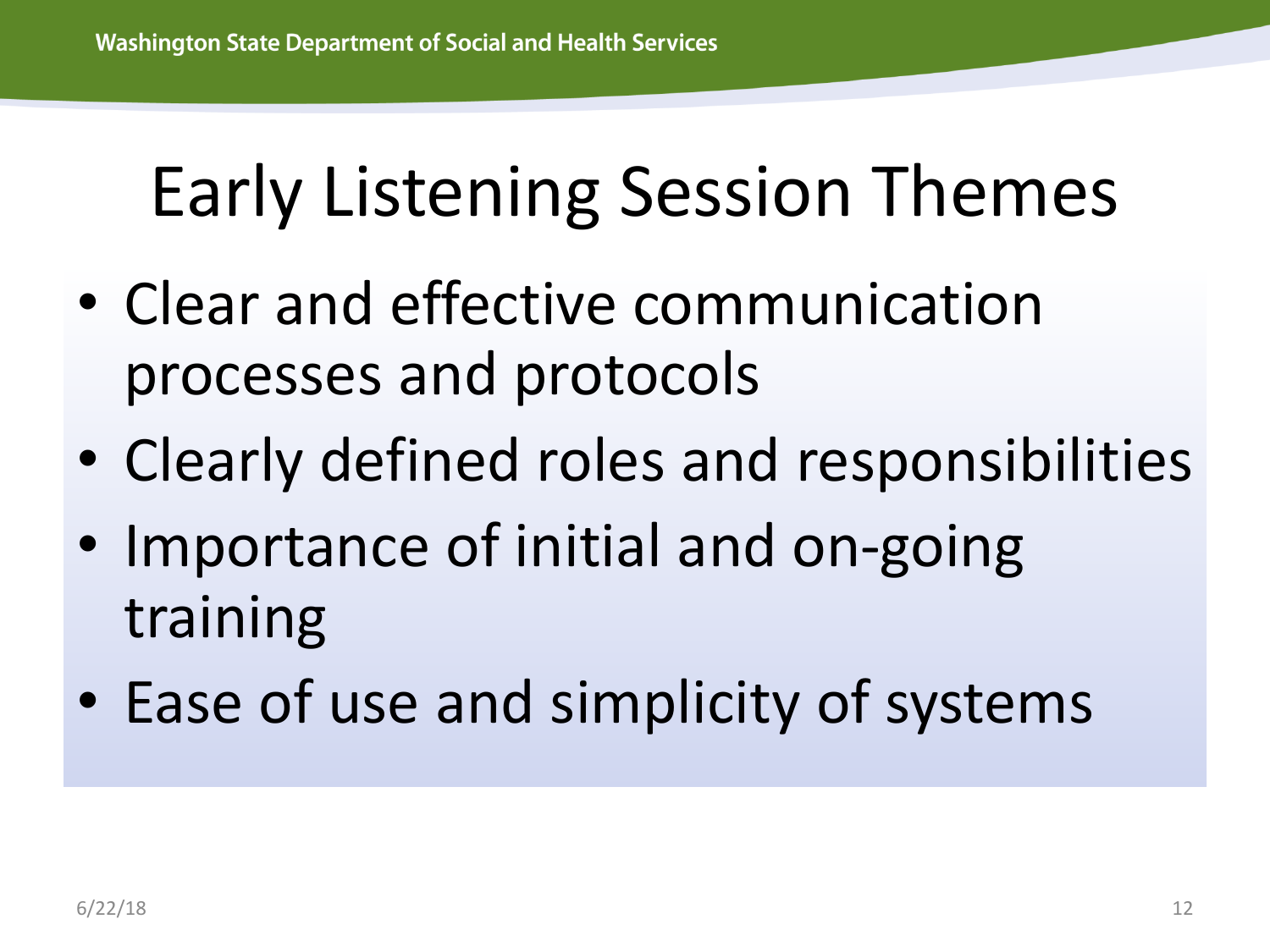# Early Listening Session Themes

- Clear and effective communication processes and protocols
- Clearly defined roles and responsibilities
- Importance of initial and on-going training
- Ease of use and simplicity of systems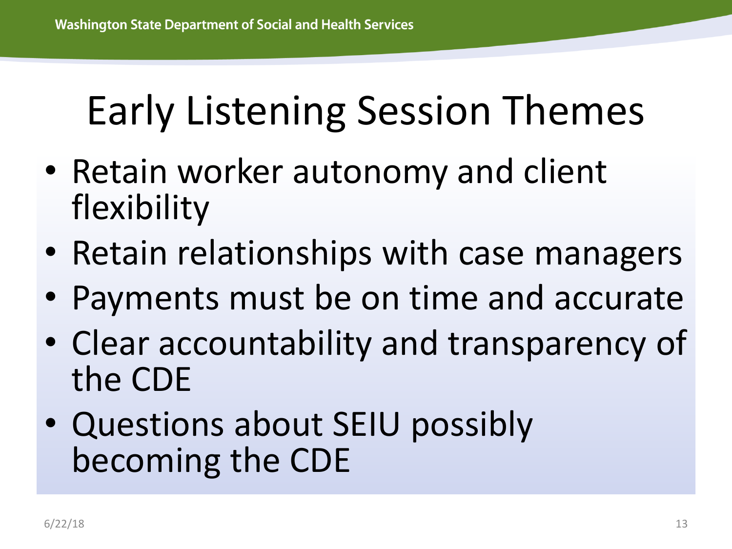# Early Listening Session Themes

- Retain worker autonomy and client flexibility
- Retain relationships with case managers
- Payments must be on time and accurate
- Clear accountability and transparency of the CDE
- Questions about SEIU possibly becoming the CDE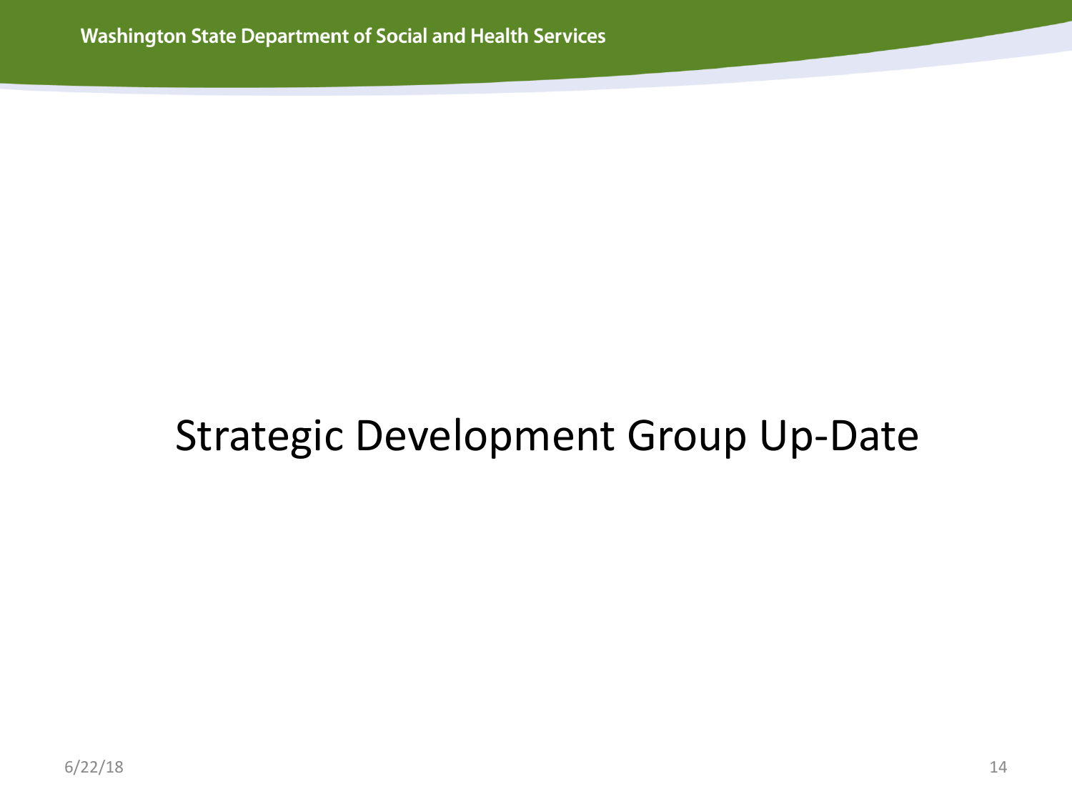# Strategic Development Group Up-Date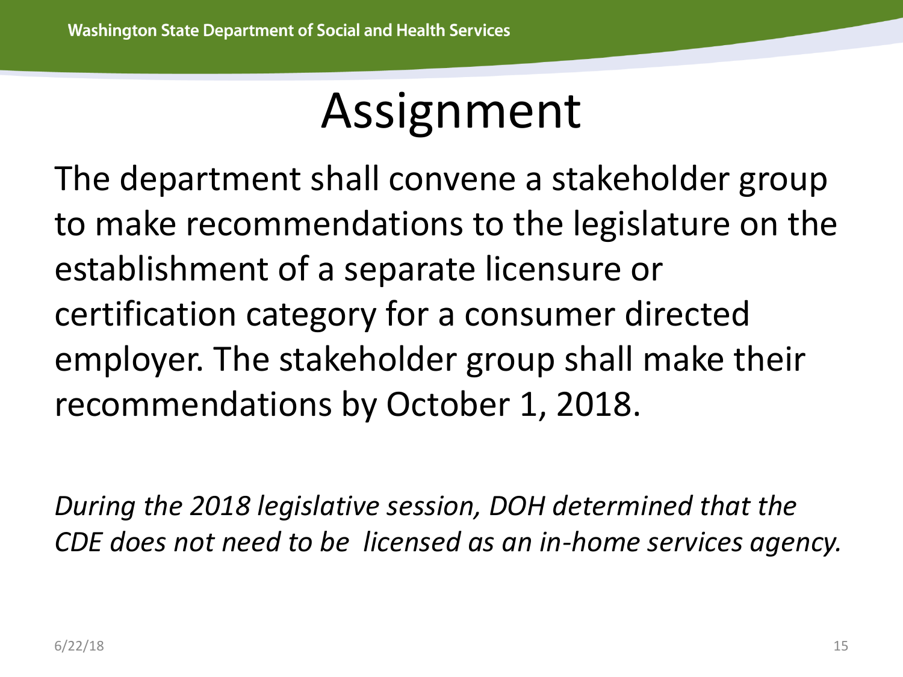# Assignment

The department shall convene a stakeholder group to make recommendations to the legislature on the establishment of a separate licensure or certification category for a consumer directed employer. The stakeholder group shall make their recommendations by October 1, 2018.

*During the 2018 legislative session, DOH determined that the CDE does not need to be licensed as an in-home services agency.*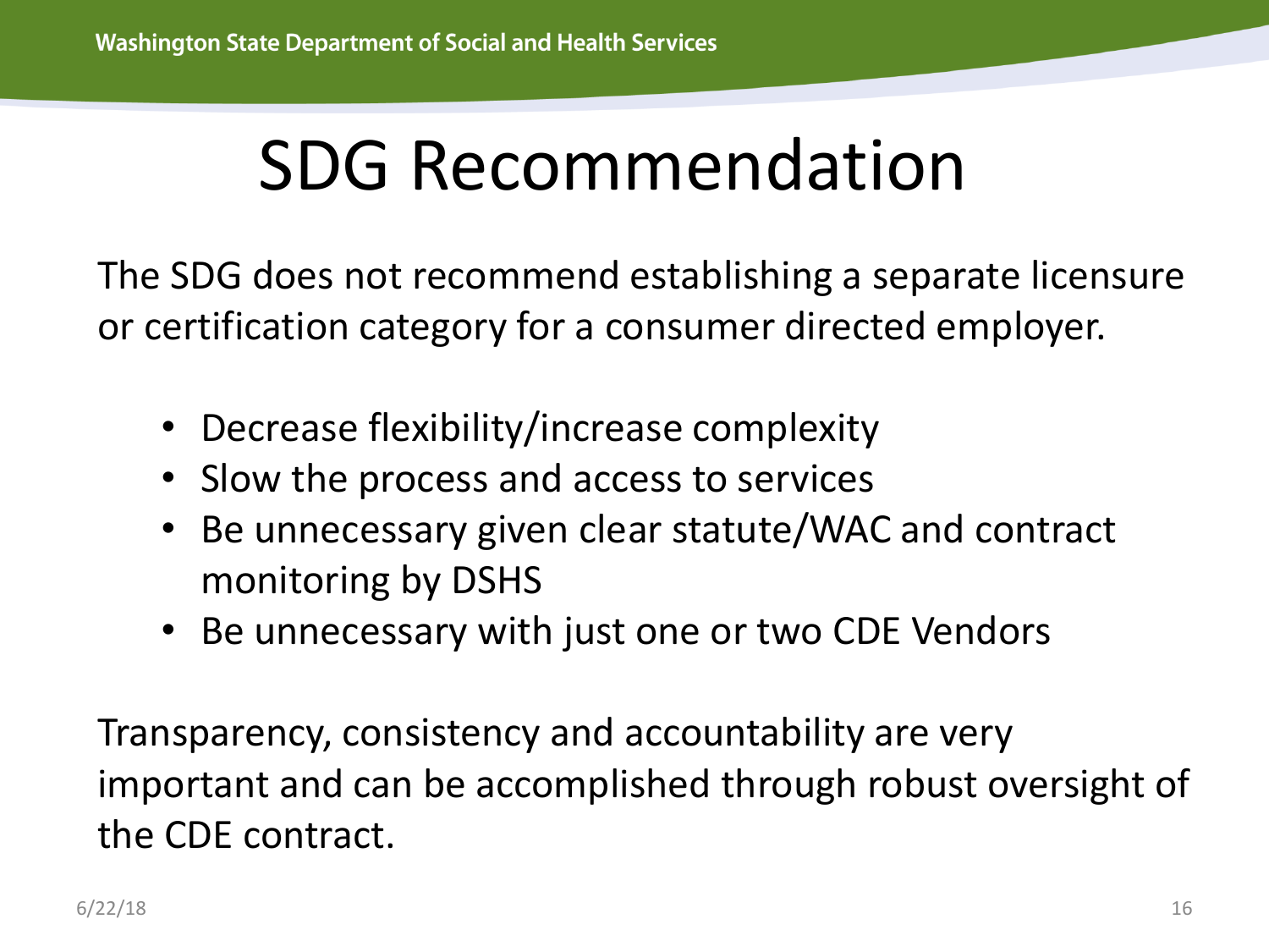# SDG Recommendation

The SDG does not recommend establishing a separate licensure or certification category for a consumer directed employer.

- Decrease flexibility/increase complexity
- Slow the process and access to services
- Be unnecessary given clear statute/WAC and contract monitoring by DSHS
- Be unnecessary with just one or two CDE Vendors

Transparency, consistency and accountability are very important and can be accomplished through robust oversight of the CDE contract.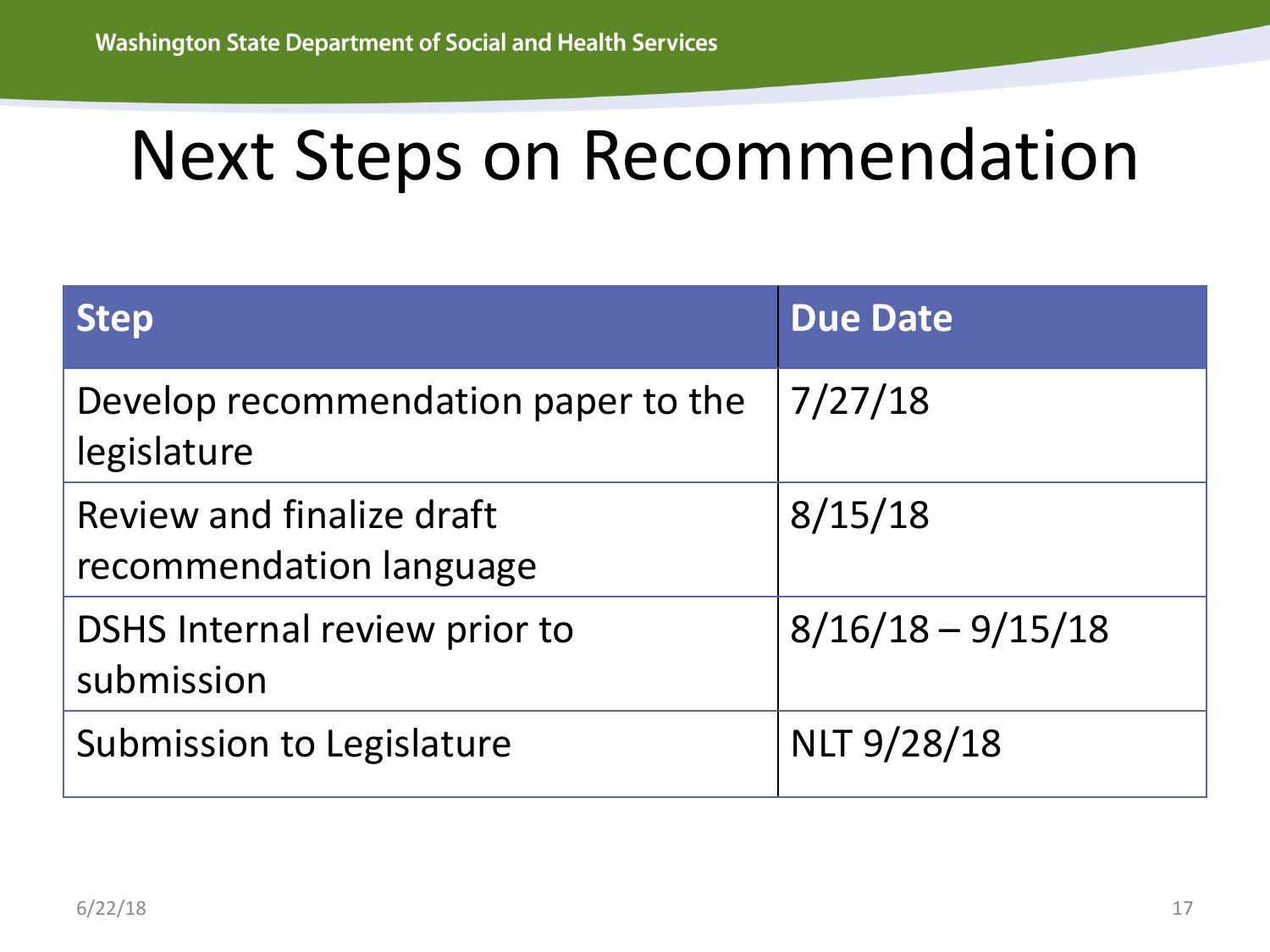# Next Steps on Recommendation

| Step | Due Date |
| --- | --- |
| Develop recommendation paper to the legislature | 7/27/18 |
| Review and finalize draft recommendation language | 8/15/18 |
| DSHS Internal review prior to submission | 8/16/18 – 9/15/18 |
| Submission to Legislature | NLT 9/28/18 |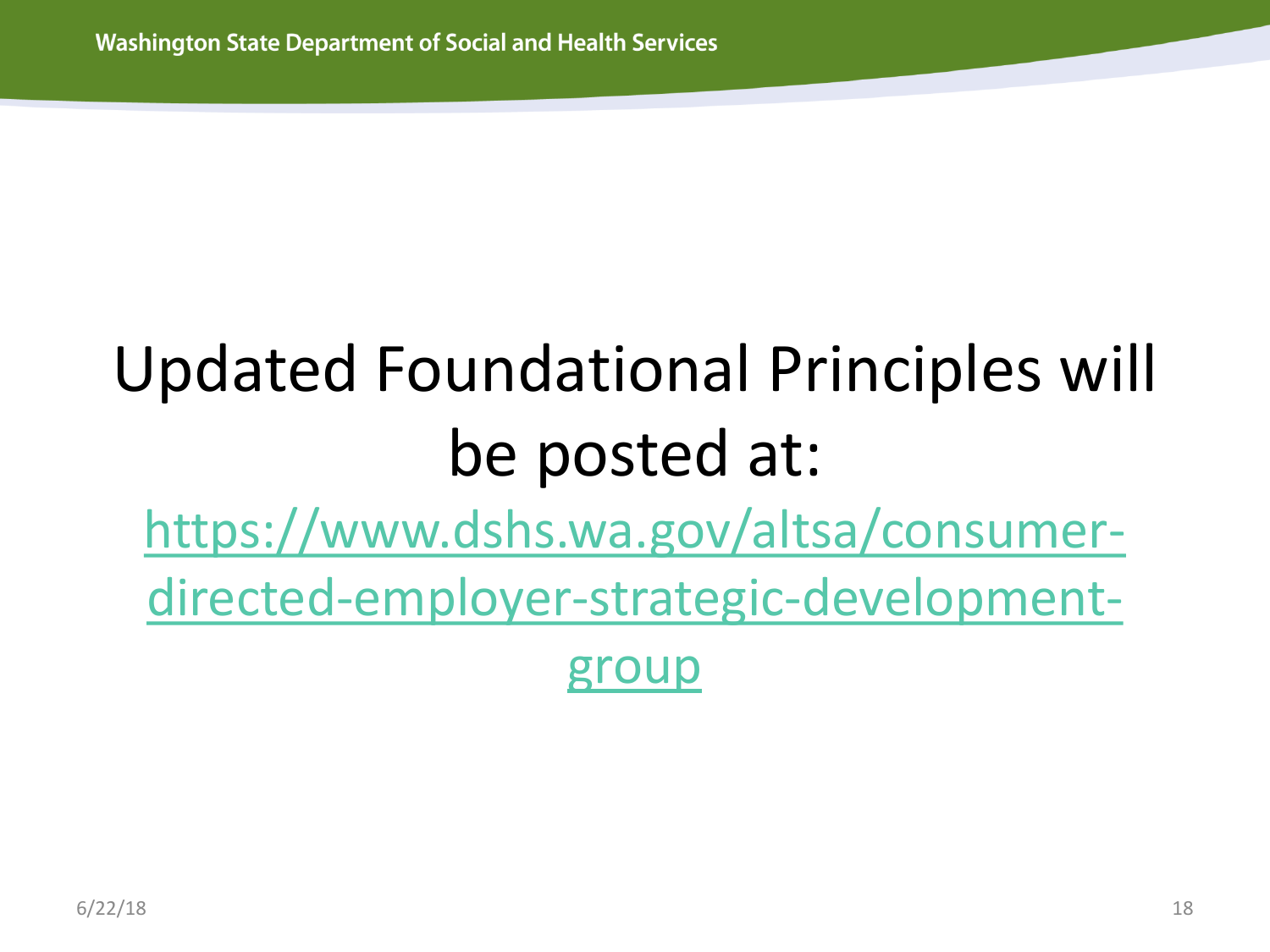# Updated Foundational Principles will be posted at:

https://www.dshs.wa.gov/altsa/consumer-directed-employer-strategic-development-group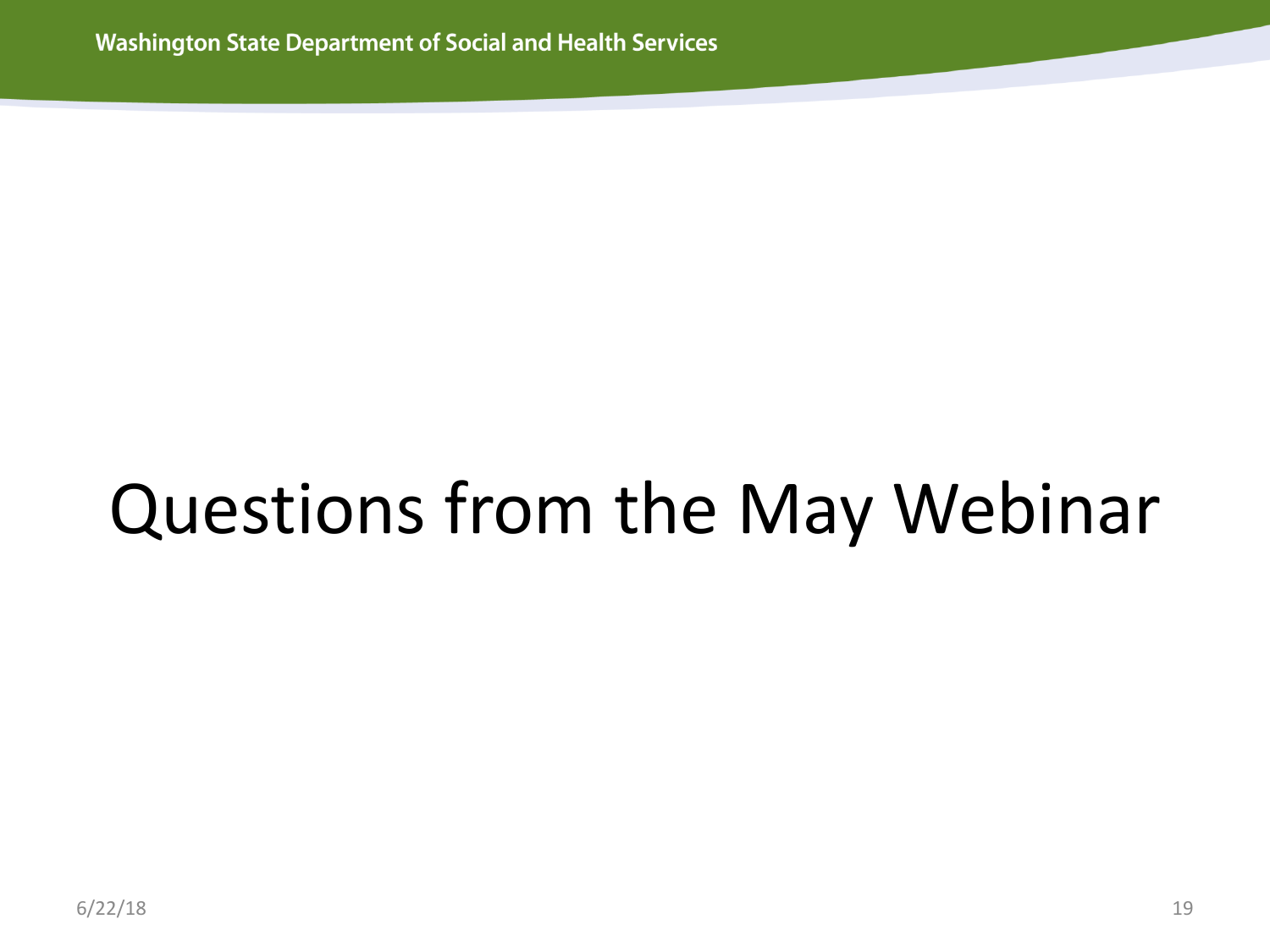# Questions from the May Webinar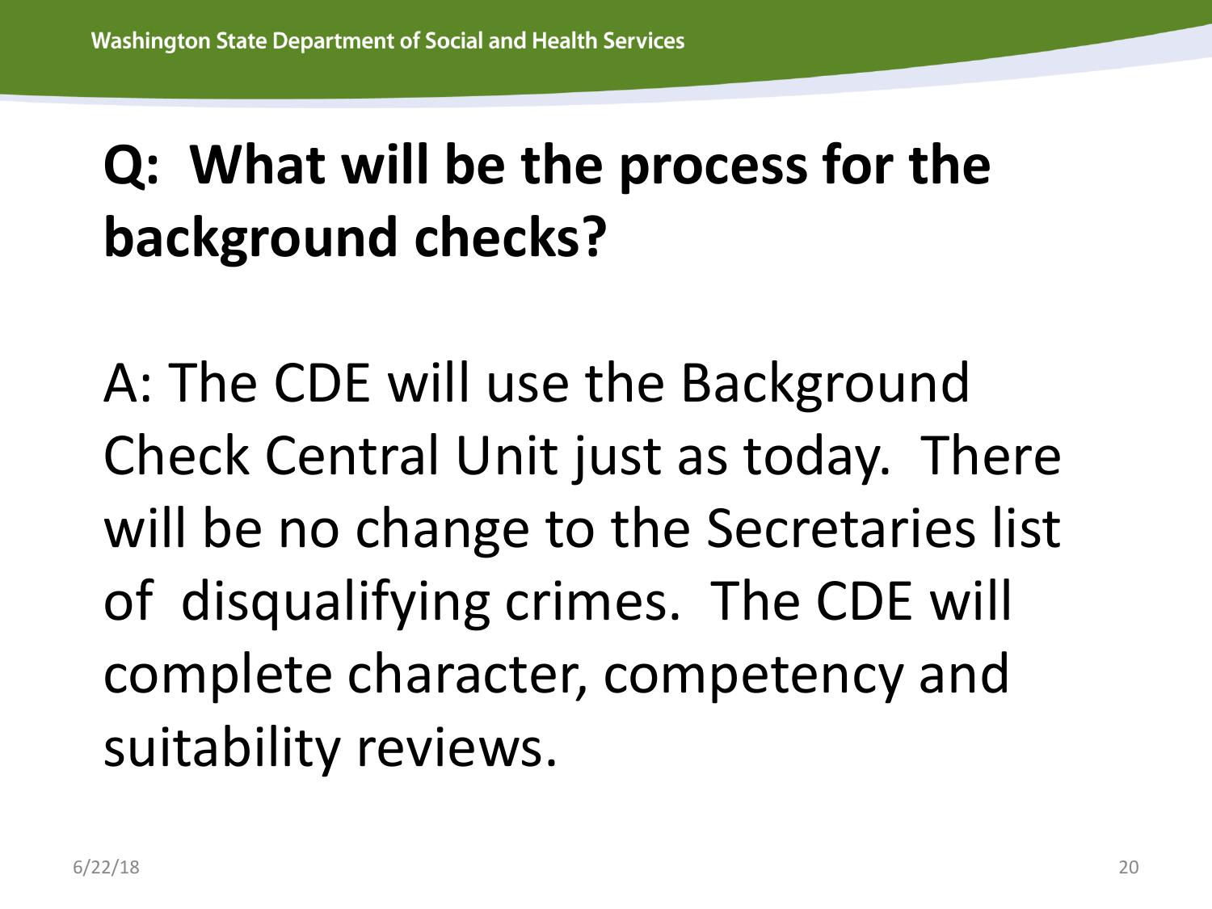# Q: What will be the process for the background checks?

A: The CDE will use the Background Check Central Unit just as today. There will be no change to the Secretaries list of disqualifying crimes. The CDE will complete character, competency and suitability reviews.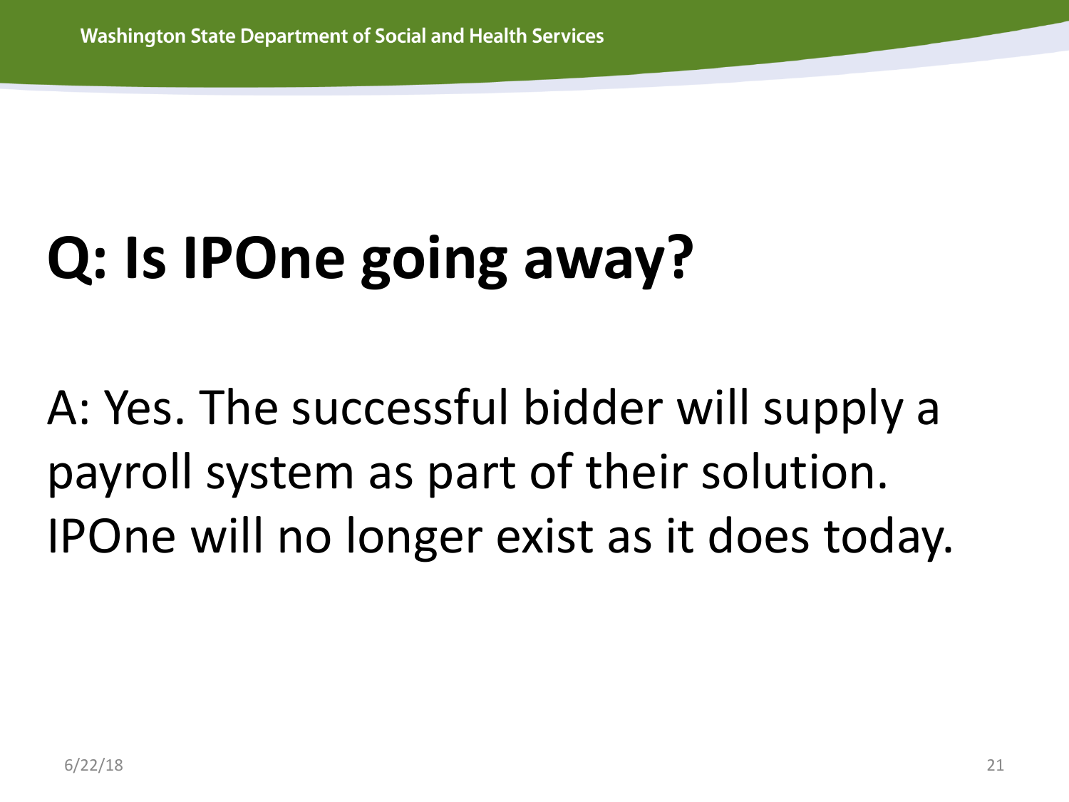# Q: Is IPOne going away?

A: Yes. The successful bidder will supply a payroll system as part of their solution. IPOne will no longer exist as it does today.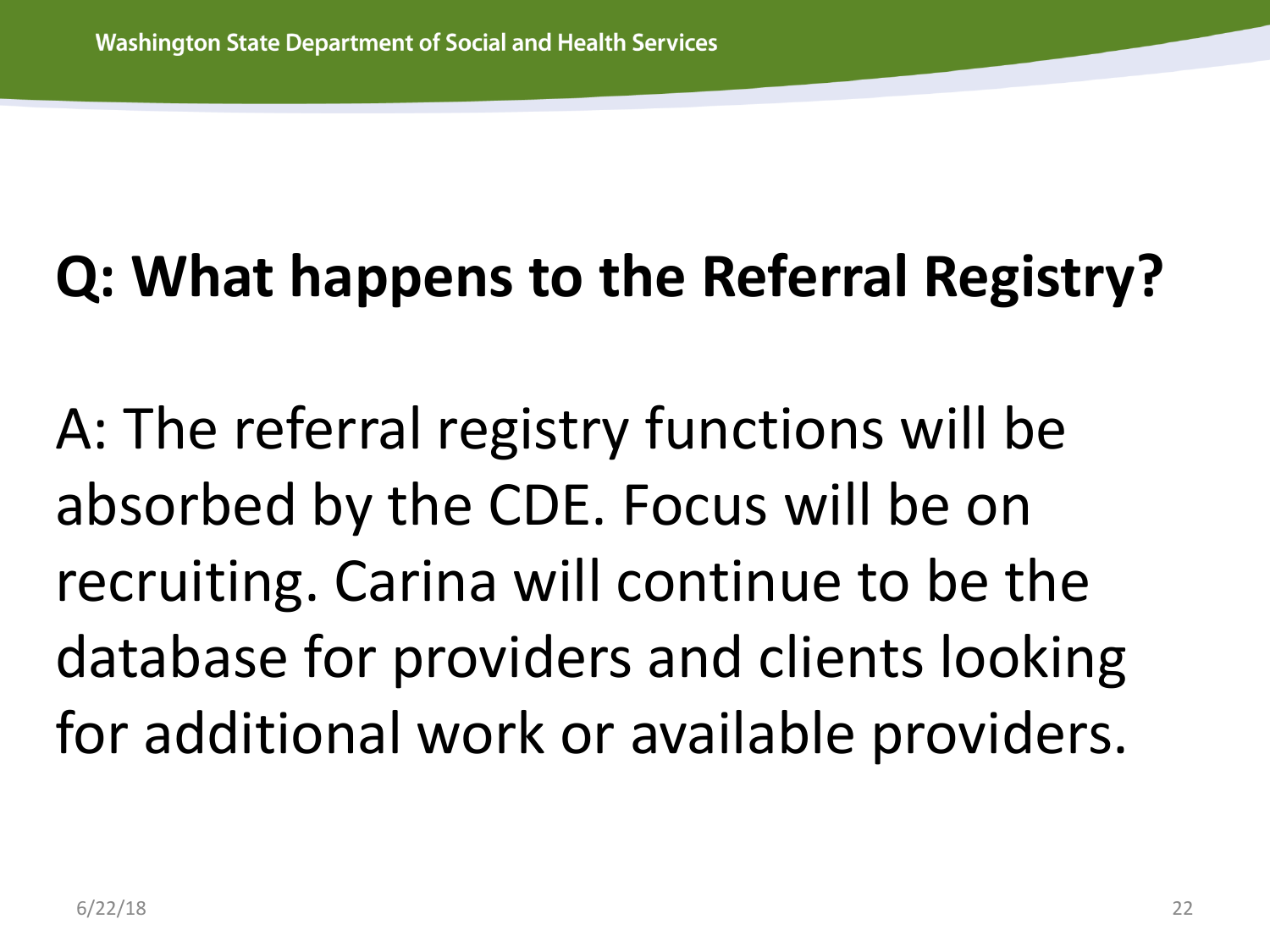# Q: What happens to the Referral Registry?

A: The referral registry functions will be absorbed by the CDE. Focus will be on recruiting. Carina will continue to be the database for providers and clients looking for additional work or available providers.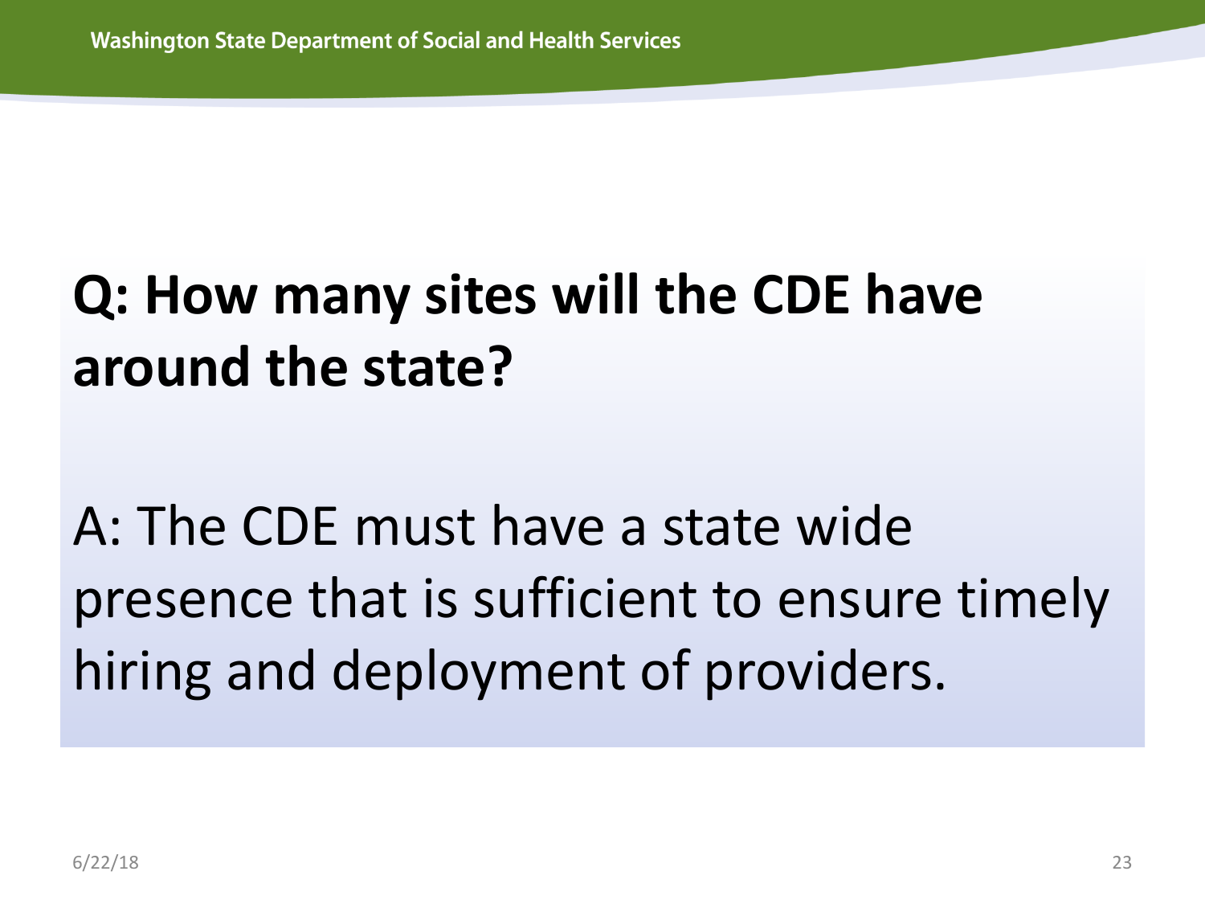**Q: How many sites will the CDE have around the state?**

A: The CDE must have a state wide presence that is sufficient to ensure timely hiring and deployment of providers.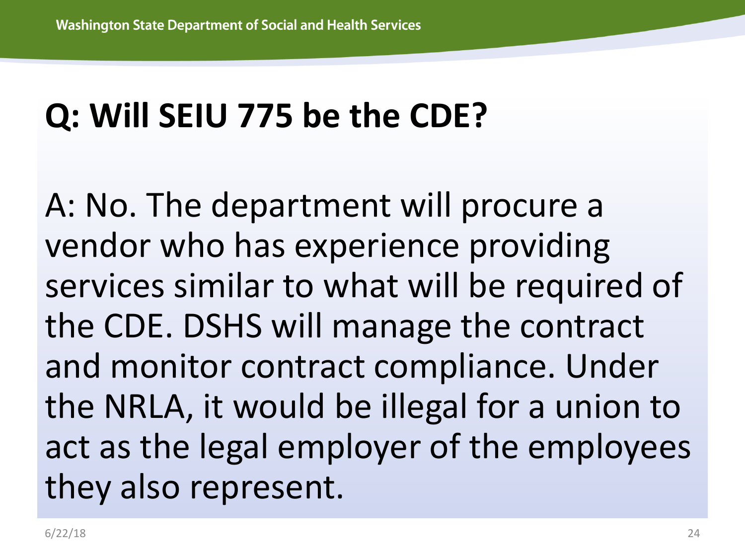# Q: Will SEIU 775 be the CDE?

A: No. The department will procure a vendor who has experience providing services similar to what will be required of the CDE. DSHS will manage the contract and monitor contract compliance. Under the NRLA, it would be illegal for a union to act as the legal employer of the employees they also represent.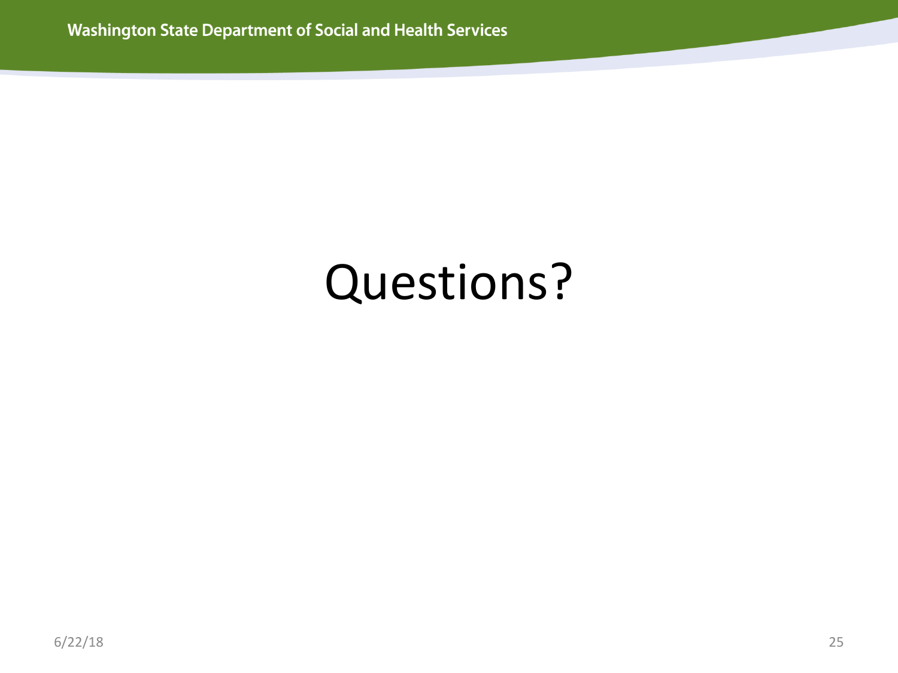# Questions?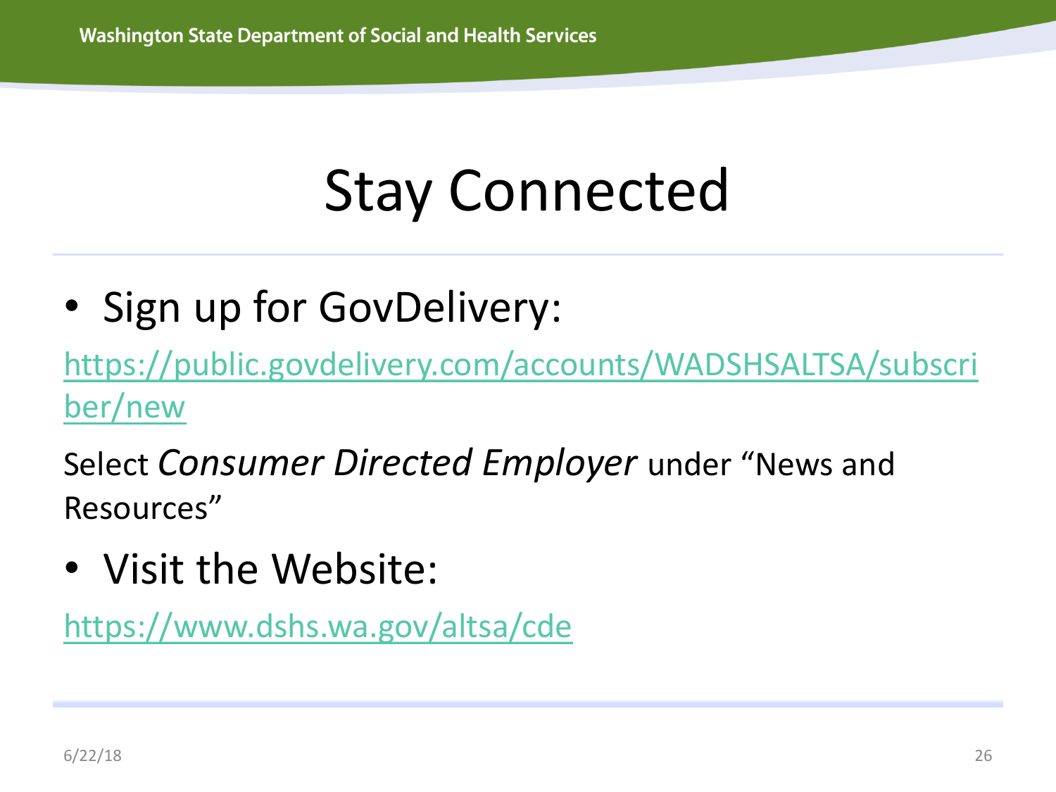# Stay Connected

- Sign up for GovDelivery:

https://public.govdelivery.com/accounts/WADSHSALTSA/subscriber/new

Select *Consumer Directed Employer* under "News and Resources"

- Visit the Website:

https://www.dshs.wa.gov/altsa/cde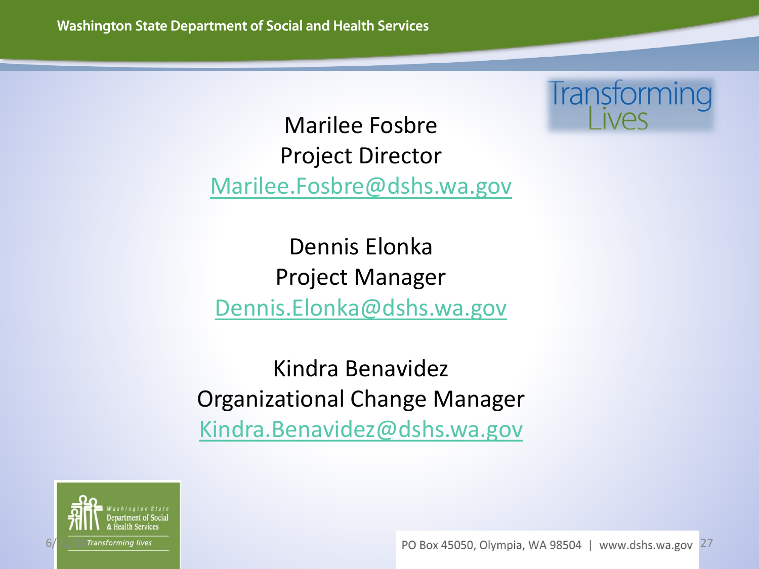Marilee Fosbre
Project Director
Marilee.Fosbre@dshs.wa.gov

Dennis Elonka
Project Manager
Dennis.Elonka@dshs.wa.gov

Kindra Benavidez
Organizational Change Manager
Kindra.Benavidez@dshs.wa.gov